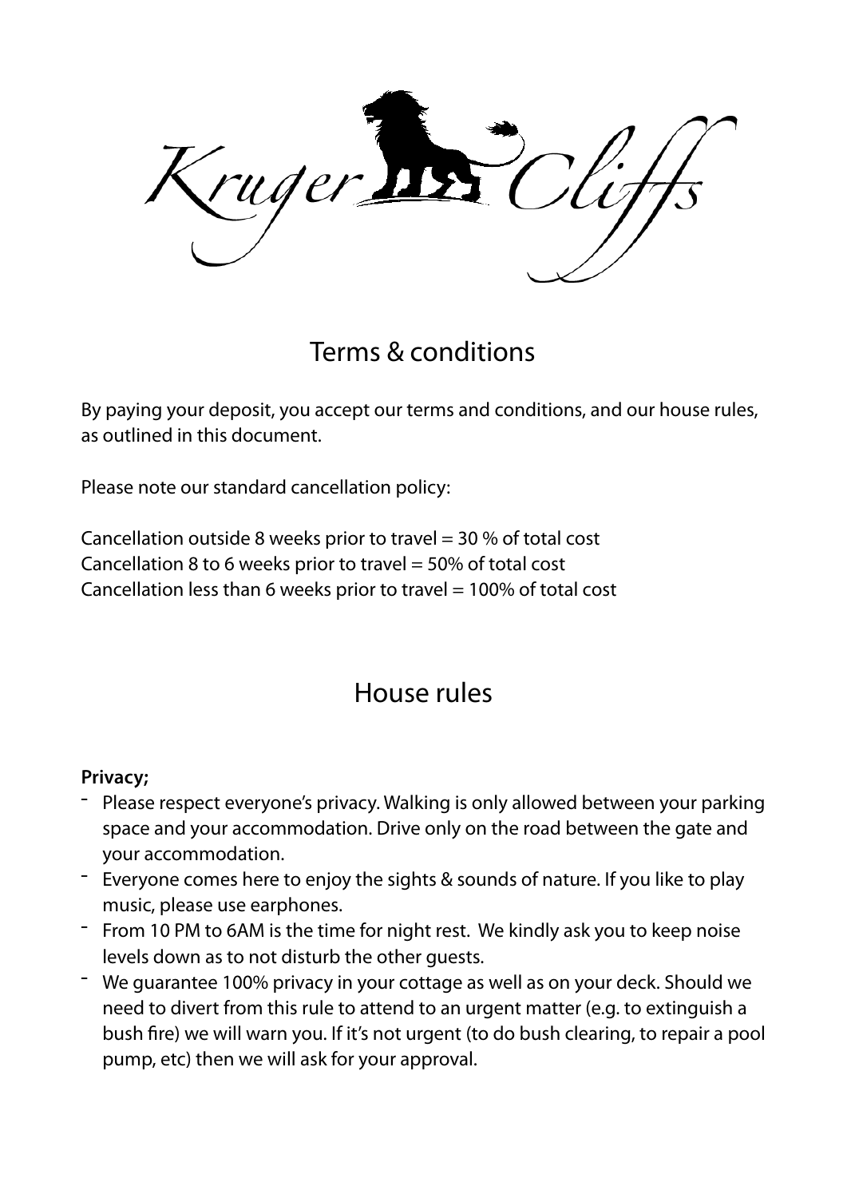# Kruger Cliffs

## Terms & conditions

By paying your deposit, you accept our terms and conditions, and our house rules, as outlined in this document.

Please note our standard cancellation policy:

Cancellation outside 8 weeks prior to travel = 30 % of total cost
Cancellation 8 to 6 weeks prior to travel = 50% of total cost
Cancellation less than 6 weeks prior to travel = 100% of total cost

## House rules

**Privacy;**

- Please respect everyone's privacy. Walking is only allowed between your parking space and your accommodation. Drive only on the road between the gate and your accommodation.
- Everyone comes here to enjoy the sights & sounds of nature. If you like to play music, please use earphones.
- From 10 PM to 6AM is the time for night rest. We kindly ask you to keep noise levels down as to not disturb the other guests.
- We guarantee 100% privacy in your cottage as well as on your deck. Should we need to divert from this rule to attend to an urgent matter (e.g. to extinguish a bush fire) we will warn you. If it's not urgent (to do bush clearing, to repair a pool pump, etc) then we will ask for your approval.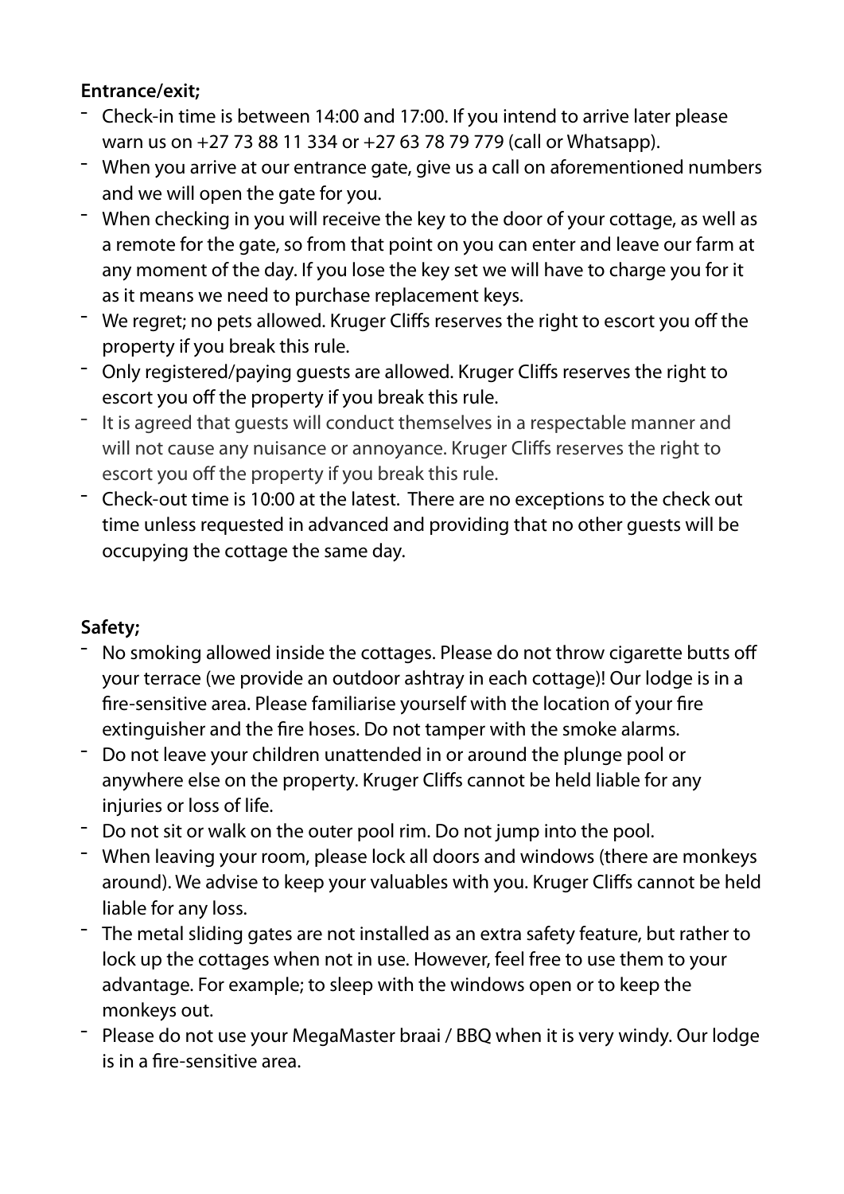**Entrance/exit;**

- Check-in time is between 14:00 and 17:00. If you intend to arrive later please warn us on +27 73 88 11 334 or +27 63 78 79 779 (call or Whatsapp).
- When you arrive at our entrance gate, give us a call on aforementioned numbers and we will open the gate for you.
- When checking in you will receive the key to the door of your cottage, as well as a remote for the gate, so from that point on you can enter and leave our farm at any moment of the day. If you lose the key set we will have to charge you for it as it means we need to purchase replacement keys.
- We regret; no pets allowed. Kruger Cliffs reserves the right to escort you off the property if you break this rule.
- Only registered/paying guests are allowed. Kruger Cliffs reserves the right to escort you off the property if you break this rule.
- It is agreed that guests will conduct themselves in a respectable manner and will not cause any nuisance or annoyance. Kruger Cliffs reserves the right to escort you off the property if you break this rule.
- Check-out time is 10:00 at the latest. There are no exceptions to the check out time unless requested in advanced and providing that no other guests will be occupying the cottage the same day.

**Safety;**

- No smoking allowed inside the cottages. Please do not throw cigarette butts off your terrace (we provide an outdoor ashtray in each cottage)! Our lodge is in a fire-sensitive area. Please familiarise yourself with the location of your fire extinguisher and the fire hoses. Do not tamper with the smoke alarms.
- Do not leave your children unattended in or around the plunge pool or anywhere else on the property. Kruger Cliffs cannot be held liable for any injuries or loss of life.
- Do not sit or walk on the outer pool rim. Do not jump into the pool.
- When leaving your room, please lock all doors and windows (there are monkeys around). We advise to keep your valuables with you. Kruger Cliffs cannot be held liable for any loss.
- The metal sliding gates are not installed as an extra safety feature, but rather to lock up the cottages when not in use. However, feel free to use them to your advantage. For example; to sleep with the windows open or to keep the monkeys out.
- Please do not use your MegaMaster braai / BBQ when it is very windy. Our lodge is in a fire-sensitive area.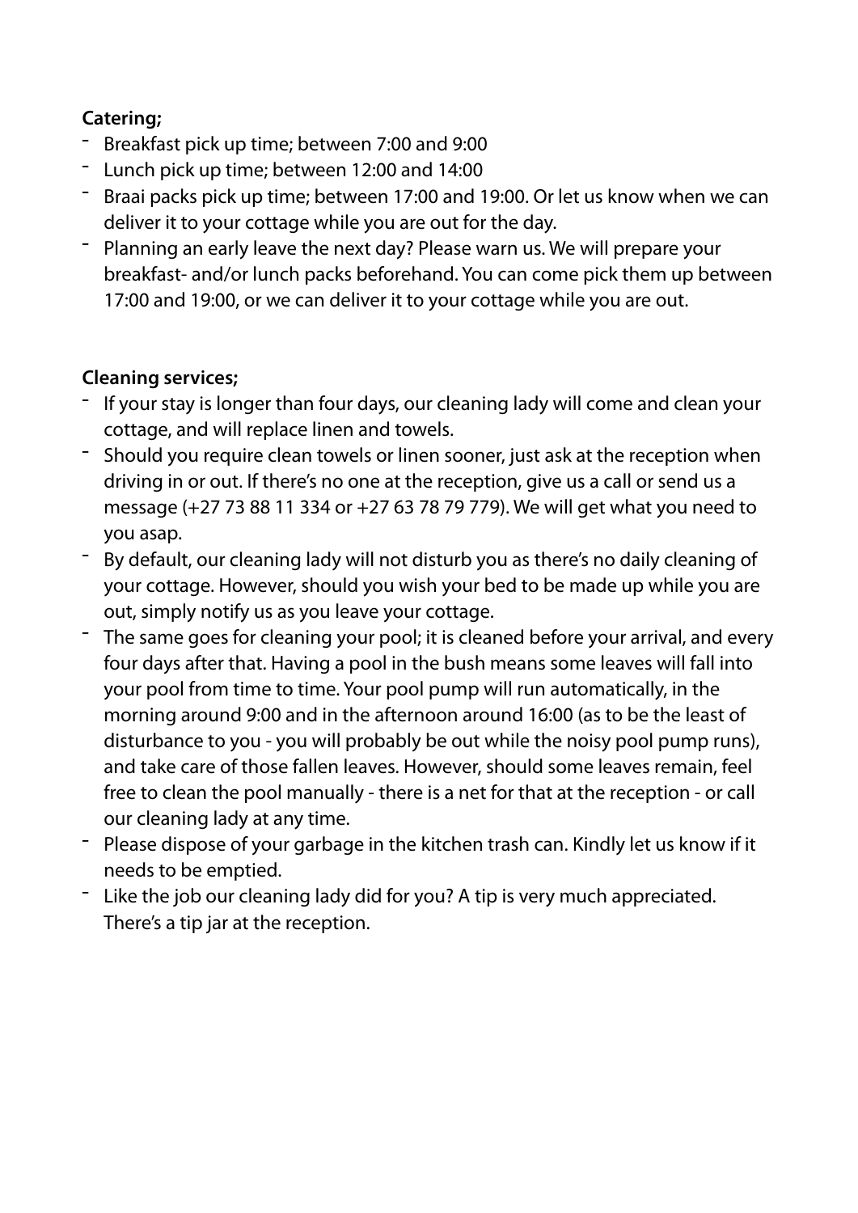**Catering;**

- Breakfast pick up time; between 7:00 and 9:00
- Lunch pick up time; between 12:00 and 14:00
- Braai packs pick up time; between 17:00 and 19:00. Or let us know when we can deliver it to your cottage while you are out for the day.
- Planning an early leave the next day? Please warn us. We will prepare your breakfast- and/or lunch packs beforehand. You can come pick them up between 17:00 and 19:00, or we can deliver it to your cottage while you are out.

**Cleaning services;**

- If your stay is longer than four days, our cleaning lady will come and clean your cottage, and will replace linen and towels.
- Should you require clean towels or linen sooner, just ask at the reception when driving in or out. If there's no one at the reception, give us a call or send us a message (+27 73 88 11 334 or +27 63 78 79 779). We will get what you need to you asap.
- By default, our cleaning lady will not disturb you as there's no daily cleaning of your cottage. However, should you wish your bed to be made up while you are out, simply notify us as you leave your cottage.
- The same goes for cleaning your pool; it is cleaned before your arrival, and every four days after that. Having a pool in the bush means some leaves will fall into your pool from time to time. Your pool pump will run automatically, in the morning around 9:00 and in the afternoon around 16:00 (as to be the least of disturbance to you - you will probably be out while the noisy pool pump runs), and take care of those fallen leaves. However, should some leaves remain, feel free to clean the pool manually - there is a net for that at the reception - or call our cleaning lady at any time.
- Please dispose of your garbage in the kitchen trash can. Kindly let us know if it needs to be emptied.
- Like the job our cleaning lady did for you? A tip is very much appreciated. There's a tip jar at the reception.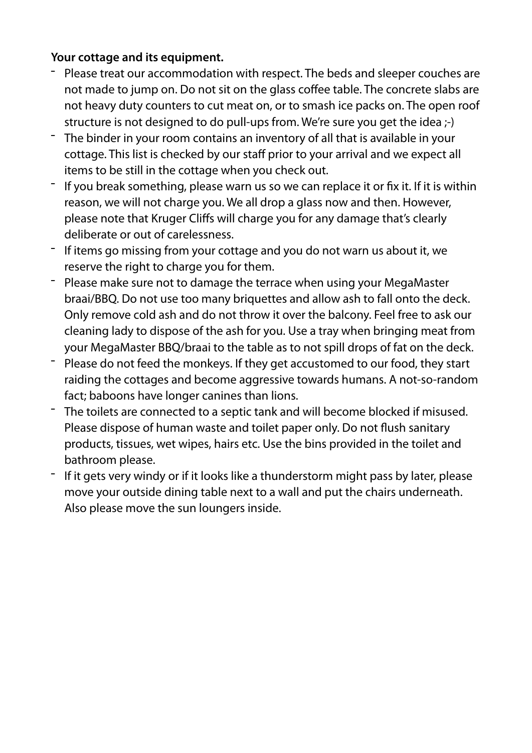**Your cottage and its equipment.**

- Please treat our accommodation with respect. The beds and sleeper couches are not made to jump on. Do not sit on the glass coffee table. The concrete slabs are not heavy duty counters to cut meat on, or to smash ice packs on. The open roof structure is not designed to do pull-ups from. We're sure you get the idea ;-)
- The binder in your room contains an inventory of all that is available in your cottage. This list is checked by our staff prior to your arrival and we expect all items to be still in the cottage when you check out.
- If you break something, please warn us so we can replace it or fix it. If it is within reason, we will not charge you. We all drop a glass now and then. However, please note that Kruger Cliffs will charge you for any damage that's clearly deliberate or out of carelessness.
- If items go missing from your cottage and you do not warn us about it, we reserve the right to charge you for them.
- Please make sure not to damage the terrace when using your MegaMaster braai/BBQ. Do not use too many briquettes and allow ash to fall onto the deck. Only remove cold ash and do not throw it over the balcony. Feel free to ask our cleaning lady to dispose of the ash for you. Use a tray when bringing meat from your MegaMaster BBQ/braai to the table as to not spill drops of fat on the deck.
- Please do not feed the monkeys. If they get accustomed to our food, they start raiding the cottages and become aggressive towards humans. A not-so-random fact; baboons have longer canines than lions.
- The toilets are connected to a septic tank and will become blocked if misused. Please dispose of human waste and toilet paper only. Do not flush sanitary products, tissues, wet wipes, hairs etc. Use the bins provided in the toilet and bathroom please.
- If it gets very windy or if it looks like a thunderstorm might pass by later, please move your outside dining table next to a wall and put the chairs underneath. Also please move the sun loungers inside.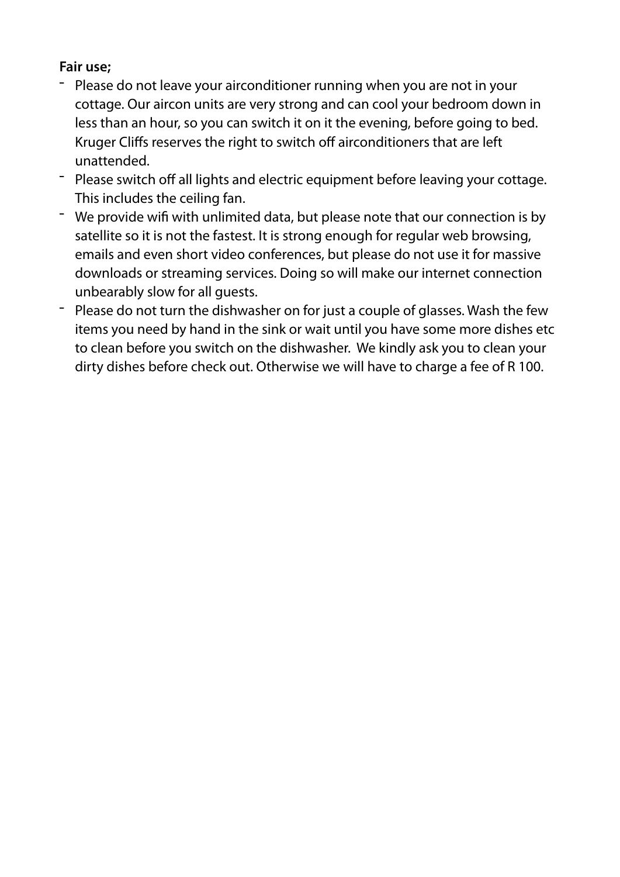**Fair use;**

- Please do not leave your airconditioner running when you are not in your cottage. Our aircon units are very strong and can cool your bedroom down in less than an hour, so you can switch it on it the evening, before going to bed. Kruger Cliffs reserves the right to switch off airconditioners that are left unattended.
- Please switch off all lights and electric equipment before leaving your cottage. This includes the ceiling fan.
- We provide wifi with unlimited data, but please note that our connection is by satellite so it is not the fastest. It is strong enough for regular web browsing, emails and even short video conferences, but please do not use it for massive downloads or streaming services. Doing so will make our internet connection unbearably slow for all guests.
- Please do not turn the dishwasher on for just a couple of glasses. Wash the few items you need by hand in the sink or wait until you have some more dishes etc to clean before you switch on the dishwasher. We kindly ask you to clean your dirty dishes before check out. Otherwise we will have to charge a fee of R 100.